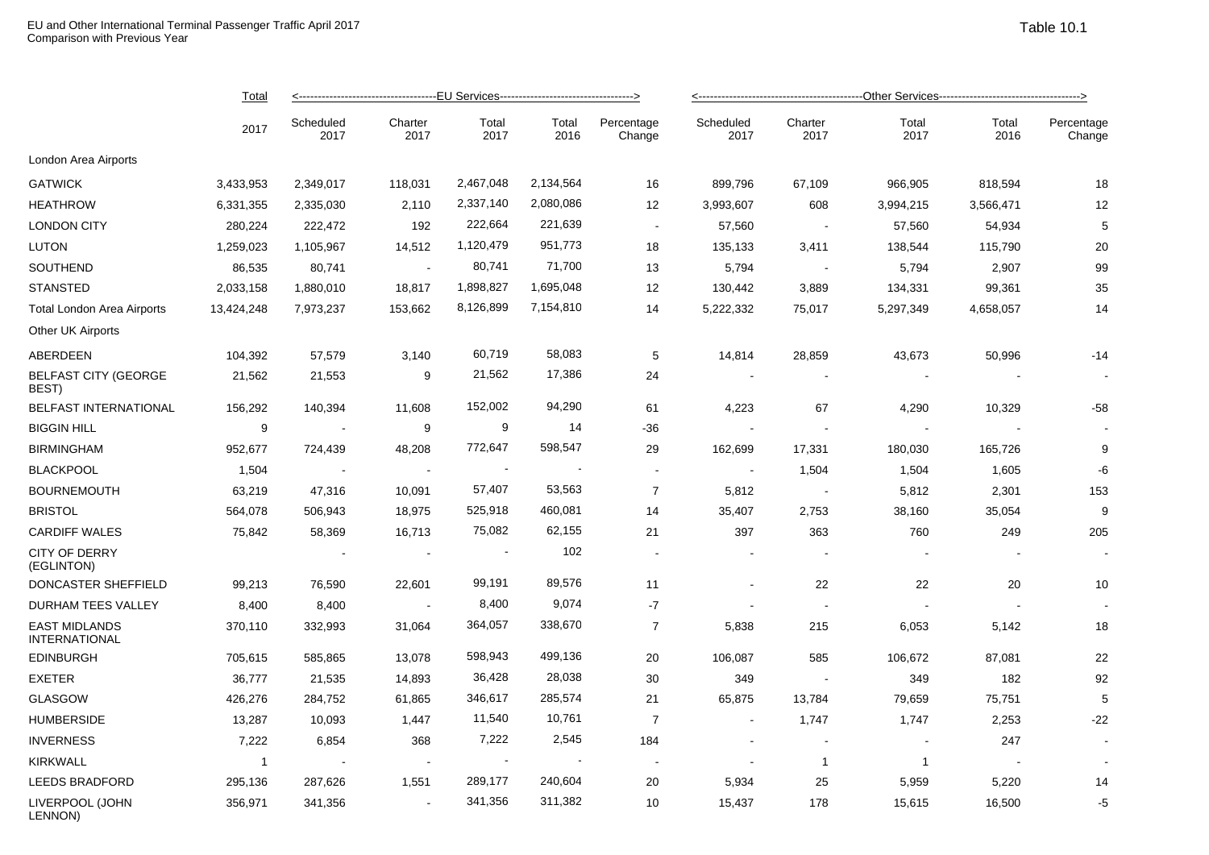EU and Other International Terminal Passenger Traffic April 2017
Comparison with Previous Year

Table 10.1

| | Total | EU Services | | | | | Other Services | | | | |
|---|---|---|---|---|---|---|---|---|---|---|---|
| | 2017 | Scheduled 2017 | Charter 2017 | Total 2017 | Total 2016 | Percentage Change | Scheduled 2017 | Charter 2017 | Total 2017 | Total 2016 | Percentage Change |
| London Area Airports | | | | | | | | | | | |
| GATWICK | 3,433,953 | 2,349,017 | 118,031 | 2,467,048 | 2,134,564 | 16 | 899,796 | 67,109 | 966,905 | 818,594 | 18 |
| HEATHROW | 6,331,355 | 2,335,030 | 2,110 | 2,337,140 | 2,080,086 | 12 | 3,993,607 | 608 | 3,994,215 | 3,566,471 | 12 |
| LONDON CITY | 280,224 | 222,472 | 192 | 222,664 | 221,639 | - | 57,560 | - | 57,560 | 54,934 | 5 |
| LUTON | 1,259,023 | 1,105,967 | 14,512 | 1,120,479 | 951,773 | 18 | 135,133 | 3,411 | 138,544 | 115,790 | 20 |
| SOUTHEND | 86,535 | 80,741 | - | 80,741 | 71,700 | 13 | 5,794 | - | 5,794 | 2,907 | 99 |
| STANSTED | 2,033,158 | 1,880,010 | 18,817 | 1,898,827 | 1,695,048 | 12 | 130,442 | 3,889 | 134,331 | 99,361 | 35 |
| Total London Area Airports | 13,424,248 | 7,973,237 | 153,662 | 8,126,899 | 7,154,810 | 14 | 5,222,332 | 75,017 | 5,297,349 | 4,658,057 | 14 |
| Other UK Airports | | | | | | | | | | | |
| ABERDEEN | 104,392 | 57,579 | 3,140 | 60,719 | 58,083 | 5 | 14,814 | 28,859 | 43,673 | 50,996 | -14 |
| BELFAST CITY (GEORGE BEST) | 21,562 | 21,553 | 9 | 21,562 | 17,386 | 24 | - | - | - | - | - |
| BELFAST INTERNATIONAL | 156,292 | 140,394 | 11,608 | 152,002 | 94,290 | 61 | 4,223 | 67 | 4,290 | 10,329 | -58 |
| BIGGIN HILL | 9 | - | 9 | 9 | 14 | -36 | - | - | - | - | - |
| BIRMINGHAM | 952,677 | 724,439 | 48,208 | 772,647 | 598,547 | 29 | 162,699 | 17,331 | 180,030 | 165,726 | 9 |
| BLACKPOOL | 1,504 | - | - | - | - | - | - | 1,504 | 1,504 | 1,605 | -6 |
| BOURNEMOUTH | 63,219 | 47,316 | 10,091 | 57,407 | 53,563 | 7 | 5,812 | - | 5,812 | 2,301 | 153 |
| BRISTOL | 564,078 | 506,943 | 18,975 | 525,918 | 460,081 | 14 | 35,407 | 2,753 | 38,160 | 35,054 | 9 |
| CARDIFF WALES | 75,842 | 58,369 | 16,713 | 75,082 | 62,155 | 21 | 397 | 363 | 760 | 249 | 205 |
| CITY OF DERRY (EGLINTON) | | - | - | - | 102 | - | - | - | - | - | - |
| DONCASTER SHEFFIELD | 99,213 | 76,590 | 22,601 | 99,191 | 89,576 | 11 | - | 22 | 22 | 20 | 10 |
| DURHAM TEES VALLEY | 8,400 | 8,400 | - | 8,400 | 9,074 | -7 | - | - | - | - | - |
| EAST MIDLANDS INTERNATIONAL | 370,110 | 332,993 | 31,064 | 364,057 | 338,670 | 7 | 5,838 | 215 | 6,053 | 5,142 | 18 |
| EDINBURGH | 705,615 | 585,865 | 13,078 | 598,943 | 499,136 | 20 | 106,087 | 585 | 106,672 | 87,081 | 22 |
| EXETER | 36,777 | 21,535 | 14,893 | 36,428 | 28,038 | 30 | 349 | - | 349 | 182 | 92 |
| GLASGOW | 426,276 | 284,752 | 61,865 | 346,617 | 285,574 | 21 | 65,875 | 13,784 | 79,659 | 75,751 | 5 |
| HUMBERSIDE | 13,287 | 10,093 | 1,447 | 11,540 | 10,761 | 7 | - | 1,747 | 1,747 | 2,253 | -22 |
| INVERNESS | 7,222 | 6,854 | 368 | 7,222 | 2,545 | 184 | - | - | - | 247 | - |
| KIRKWALL | 1 | - | - | - | - | - | - | 1 | 1 | - | - |
| LEEDS BRADFORD | 295,136 | 287,626 | 1,551 | 289,177 | 240,604 | 20 | 5,934 | 25 | 5,959 | 5,220 | 14 |
| LIVERPOOL (JOHN LENNON) | 356,971 | 341,356 | - | 341,356 | 311,382 | 10 | 15,437 | 178 | 15,615 | 16,500 | -5 |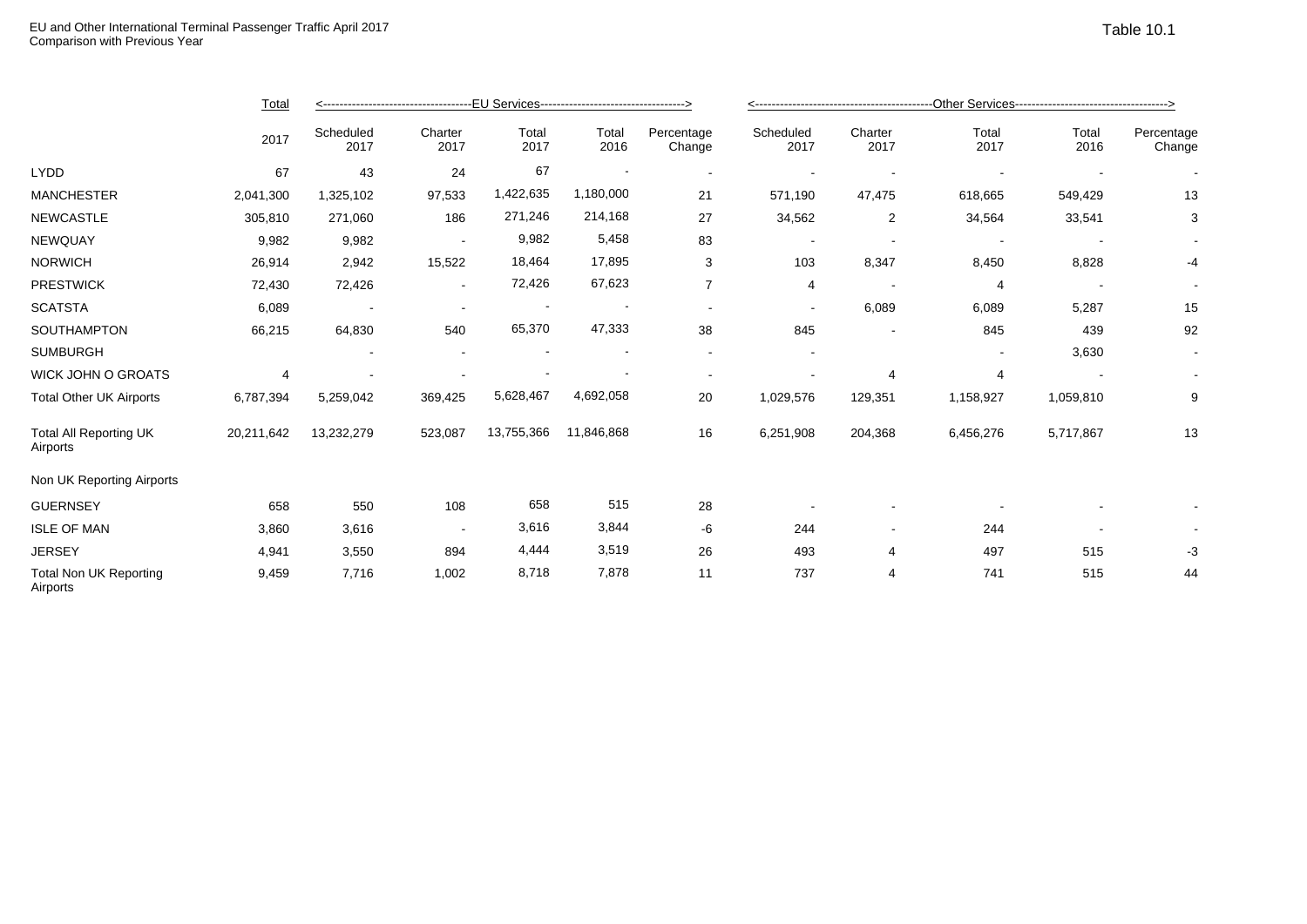EU and Other International Terminal Passenger Traffic April 2017
Comparison with Previous Year

Table 10.1

| | Total | EU Services | | | | | Other Services | | | | |
|---|---|---|---|---|---|---|---|---|---|---|---|
| | 2017 | Scheduled 2017 | Charter 2017 | Total 2017 | Total 2016 | Percentage Change | Scheduled 2017 | Charter 2017 | Total 2017 | Total 2016 | Percentage Change |
| LYDD | 67 | 43 | 24 | 67 | - | - | - | - | - | - | - |
| MANCHESTER | 2,041,300 | 1,325,102 | 97,533 | 1,422,635 | 1,180,000 | 21 | 571,190 | 47,475 | 618,665 | 549,429 | 13 |
| NEWCASTLE | 305,810 | 271,060 | 186 | 271,246 | 214,168 | 27 | 34,562 | 2 | 34,564 | 33,541 | 3 |
| NEWQUAY | 9,982 | 9,982 | - | 9,982 | 5,458 | 83 | - | - | - | - | - |
| NORWICH | 26,914 | 2,942 | 15,522 | 18,464 | 17,895 | 3 | 103 | 8,347 | 8,450 | 8,828 | -4 |
| PRESTWICK | 72,430 | 72,426 | - | 72,426 | 67,623 | 7 | 4 | - | 4 | - | - |
| SCATSTA | 6,089 | - | - | - | - | - | - | 6,089 | 6,089 | 5,287 | 15 |
| SOUTHAMPTON | 66,215 | 64,830 | 540 | 65,370 | 47,333 | 38 | 845 | - | 845 | 439 | 92 |
| SUMBURGH | | - | - | - | - | - | - | | - | 3,630 | - |
| WICK JOHN O GROATS | 4 | - | - | - | - | - | - | 4 | 4 | - | - |
| Total Other UK Airports | 6,787,394 | 5,259,042 | 369,425 | 5,628,467 | 4,692,058 | 20 | 1,029,576 | 129,351 | 1,158,927 | 1,059,810 | 9 |
| Total All Reporting UK Airports | 20,211,642 | 13,232,279 | 523,087 | 13,755,366 | 11,846,868 | 16 | 6,251,908 | 204,368 | 6,456,276 | 5,717,867 | 13 |
| Non UK Reporting Airports | | | | | | | | | | | |
| GUERNSEY | 658 | 550 | 108 | 658 | 515 | 28 | - | - | - | - | - |
| ISLE OF MAN | 3,860 | 3,616 | - | 3,616 | 3,844 | -6 | 244 | - | 244 | - | - |
| JERSEY | 4,941 | 3,550 | 894 | 4,444 | 3,519 | 26 | 493 | 4 | 497 | 515 | -3 |
| Total Non UK Reporting Airports | 9,459 | 7,716 | 1,002 | 8,718 | 7,878 | 11 | 737 | 4 | 741 | 515 | 44 |